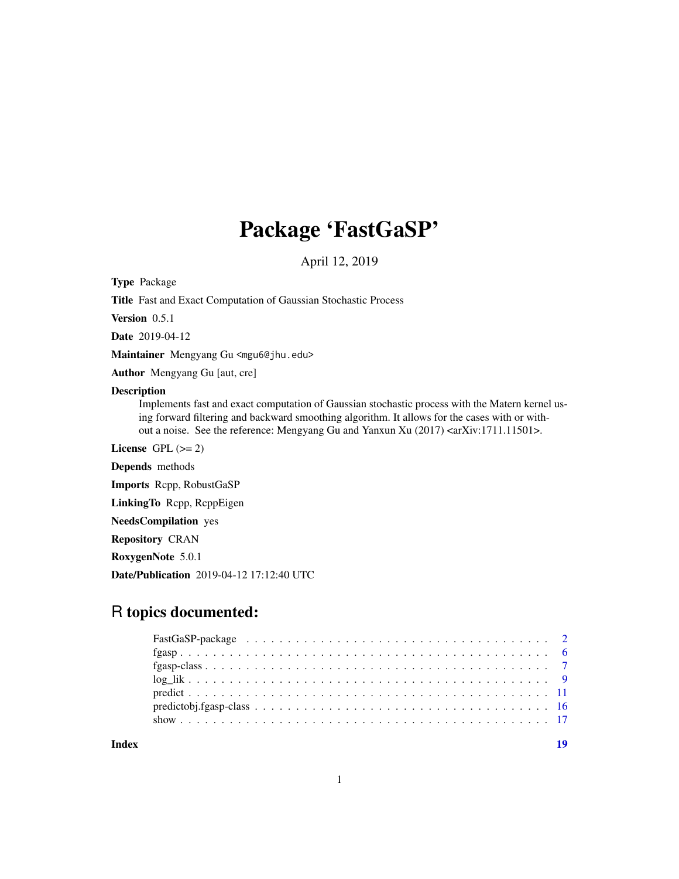# Package 'FastGaSP'

April 12, 2019

**Type** Package

**Title** Fast and Exact Computation of Gaussian Stochastic Process

**Version** 0.5.1

**Date** 2019-04-12

**Maintainer** Mengyang Gu <mgu6@jhu.edu>

**Author** Mengyang Gu [aut, cre]

**Description** Implements fast and exact computation of Gaussian stochastic process with the Matern kernel using forward filtering and backward smoothing algorithm. It allows for the cases with or without a noise. See the reference: Mengyang Gu and Yanxun Xu (2017) <arXiv:1711.11501>.

**License** GPL (>= 2)

**Depends** methods

**Imports** Rcpp, RobustGaSP

**LinkingTo** Rcpp, RcppEigen

**NeedsCompilation** yes

**Repository** CRAN

**RoxygenNote** 5.0.1

**Date/Publication** 2019-04-12 17:12:40 UTC

## R topics documented:

- FastGaSP-package . . . . . . . . . . . . . . . . . . . . . . . . . . . . . . . . . . . 2
- fgasp . . . . . . . . . . . . . . . . . . . . . . . . . . . . . . . . . . . . . . . . . 6
- fgasp-class . . . . . . . . . . . . . . . . . . . . . . . . . . . . . . . . . . . . . . 7
- log_lik . . . . . . . . . . . . . . . . . . . . . . . . . . . . . . . . . . . . . . . . 9
- predict . . . . . . . . . . . . . . . . . . . . . . . . . . . . . . . . . . . . . . . . 11
- predictobj.fgasp-class . . . . . . . . . . . . . . . . . . . . . . . . . . . . . . . . 16
- show . . . . . . . . . . . . . . . . . . . . . . . . . . . . . . . . . . . . . . . . . 17

**Index** 19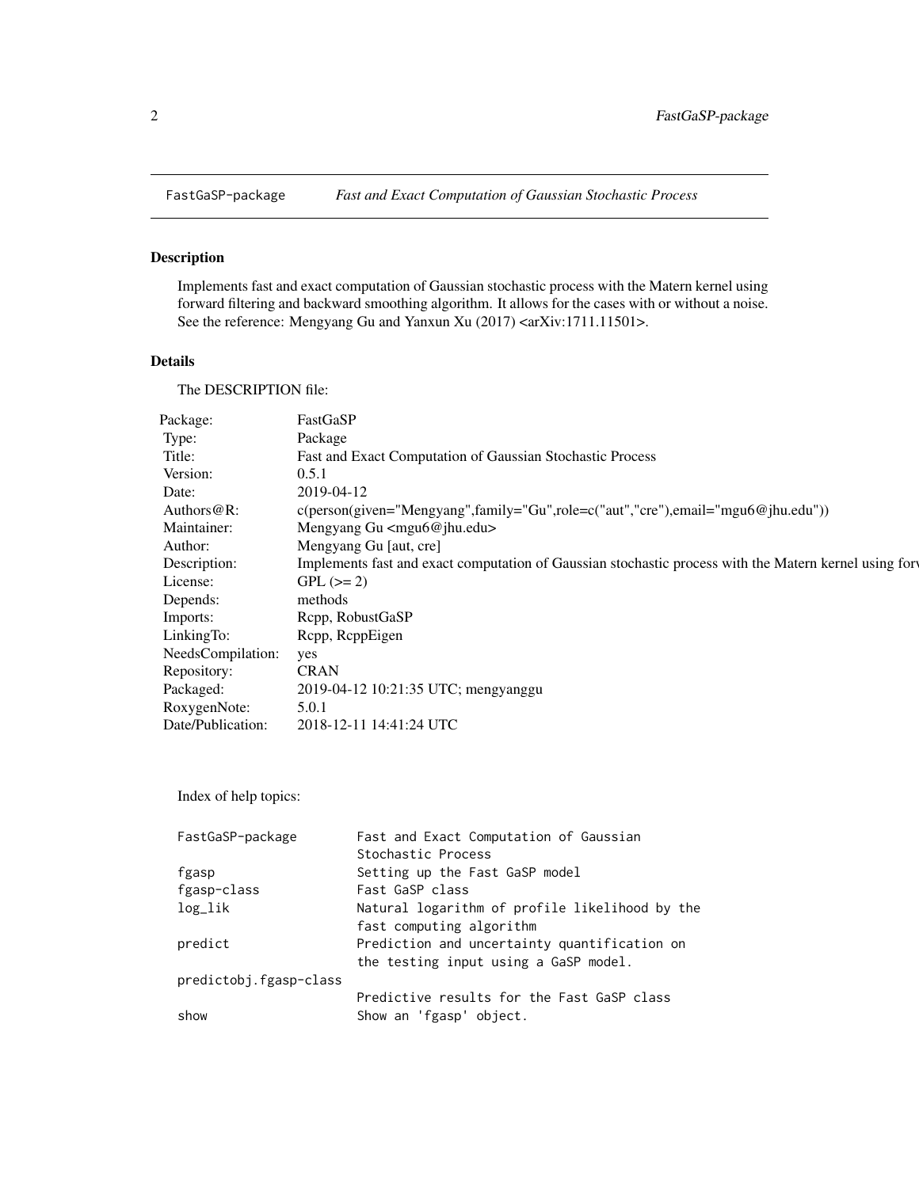FastGaSP-package *Fast and Exact Computation of Gaussian Stochastic Process*

## Description

Implements fast and exact computation of Gaussian stochastic process with the Matern kernel using forward filtering and backward smoothing algorithm. It allows for the cases with or without a noise. See the reference: Mengyang Gu and Yanxun Xu (2017) <arXiv:1711.11501>.

## Details

The DESCRIPTION file:

| | |
|---|---|
| Package: | FastGaSP |
| Type: | Package |
| Title: | Fast and Exact Computation of Gaussian Stochastic Process |
| Version: | 0.5.1 |
| Date: | 2019-04-12 |
| Authors@R: | c(person(given="Mengyang",family="Gu",role=c("aut","cre"),email="mgu6@jhu.edu")) |
| Maintainer: | Mengyang Gu <mgu6@jhu.edu> |
| Author: | Mengyang Gu [aut, cre] |
| Description: | Implements fast and exact computation of Gaussian stochastic process with the Matern kernel using forv |
| License: | GPL (>= 2) |
| Depends: | methods |
| Imports: | Rcpp, RobustGaSP |
| LinkingTo: | Rcpp, RcppEigen |
| NeedsCompilation: | yes |
| Repository: | CRAN |
| Packaged: | 2019-04-12 10:21:35 UTC; mengyanggu |
| RoxygenNote: | 5.0.1 |
| Date/Publication: | 2018-12-11 14:41:24 UTC |

Index of help topics:

```
FastGaSP-package        Fast and Exact Computation of Gaussian
                        Stochastic Process
fgasp                   Setting up the Fast GaSP model
fgasp-class             Fast GaSP class
log_lik                 Natural logarithm of profile likelihood by the
                        fast computing algorithm
predict                 Prediction and uncertainty quantification on
                        the testing input using a GaSP model.
predictobj.fgasp-class
                        Predictive results for the Fast GaSP class
show                    Show an 'fgasp' object.
```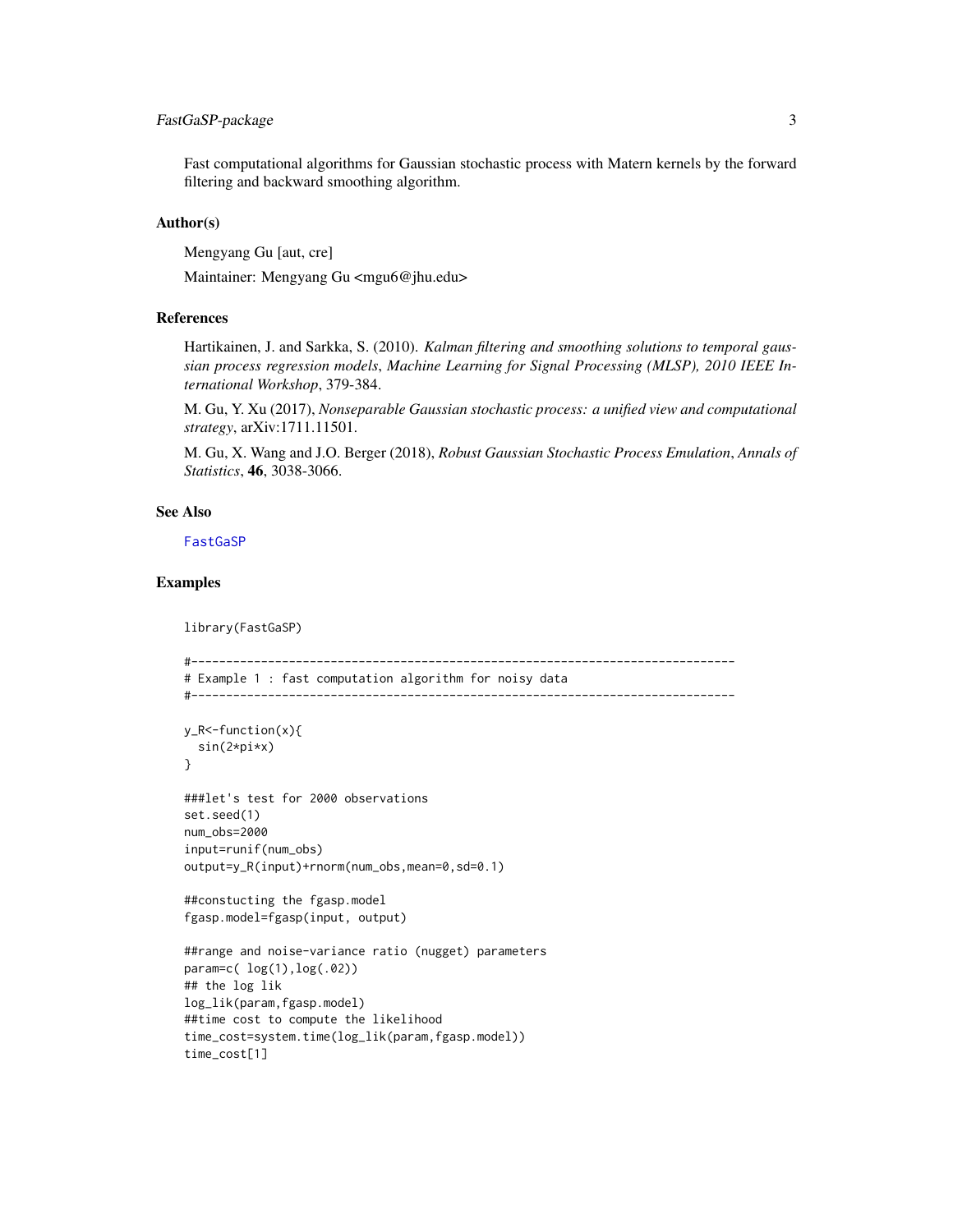Fast computational algorithms for Gaussian stochastic process with Matern kernels by the forward filtering and backward smoothing algorithm.

### Author(s)

Mengyang Gu [aut, cre]

Maintainer: Mengyang Gu <mgu6@jhu.edu>

### References

Hartikainen, J. and Sarkka, S. (2010). *Kalman filtering and smoothing solutions to temporal gaussian process regression models*, *Machine Learning for Signal Processing (MLSP), 2010 IEEE International Workshop*, 379-384.

M. Gu, Y. Xu (2017), *Nonseparable Gaussian stochastic process: a unified view and computational strategy*, arXiv:1711.11501.

M. Gu, X. Wang and J.O. Berger (2018), *Robust Gaussian Stochastic Process Emulation*, *Annals of Statistics*, **46**, 3038-3066.

### See Also

FastGaSP

### Examples

```
library(FastGaSP)

#-------------------------------------------------------------------------------
# Example 1 : fast computation algorithm for noisy data
#-------------------------------------------------------------------------------

y_R<-function(x){
  sin(2*pi*x)
}

###let's test for 2000 observations
set.seed(1)
num_obs=2000
input=runif(num_obs)
output=y_R(input)+rnorm(num_obs,mean=0,sd=0.1)

##constucting the fgasp.model
fgasp.model=fgasp(input, output)

##range and noise-variance ratio (nugget) parameters
param=c( log(1),log(.02))
## the log lik
log_lik(param,fgasp.model)
##time cost to compute the likelihood
time_cost=system.time(log_lik(param,fgasp.model))
time_cost[1]
```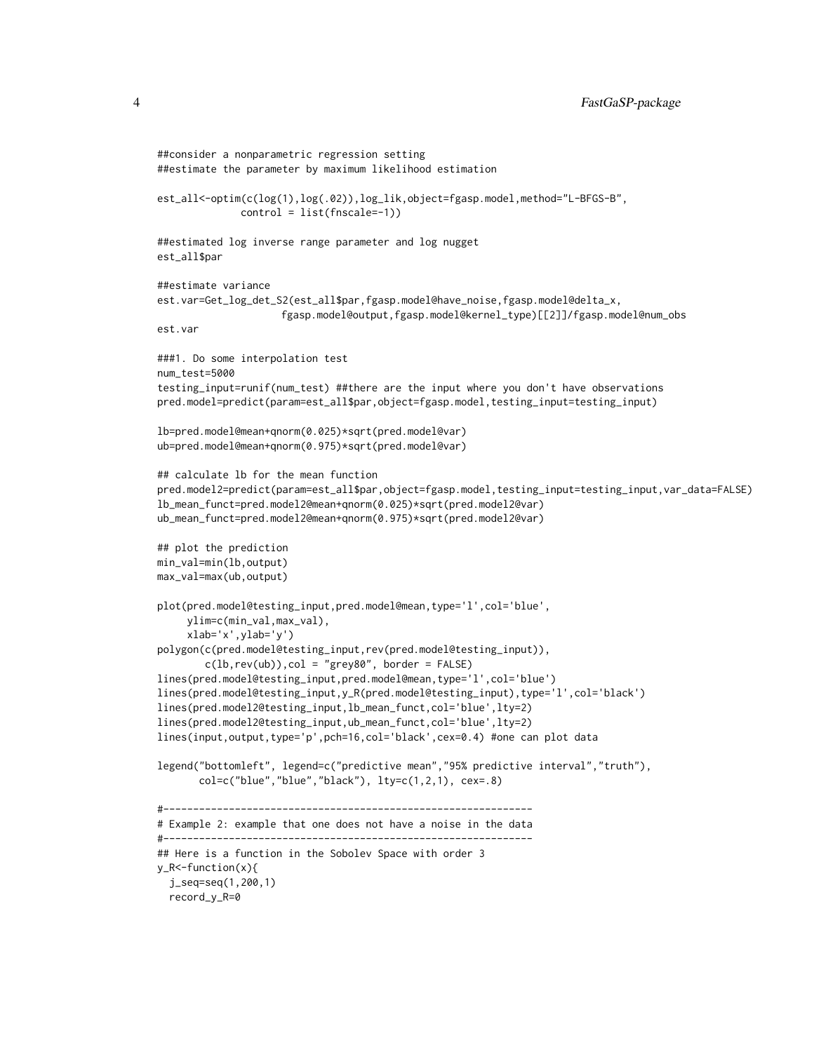```
##consider a nonparametric regression setting
##estimate the parameter by maximum likelihood estimation

est_all<-optim(c(log(1),log(.02)),log_lik,object=fgasp.model,method="L-BFGS-B",
              control = list(fnscale=-1))

##estimated log inverse range parameter and log nugget
est_all$par

##estimate variance
est.var=Get_log_det_S2(est_all$par,fgasp.model@have_noise,fgasp.model@delta_x,
                    fgasp.model@output,fgasp.model@kernel_type)[[2]]/fgasp.model@num_obs
est.var

###1. Do some interpolation test
num_test=5000
testing_input=runif(num_test) ##there are the input where you don't have observations
pred.model=predict(param=est_all$par,object=fgasp.model,testing_input=testing_input)

lb=pred.model@mean+qnorm(0.025)*sqrt(pred.model@var)
ub=pred.model@mean+qnorm(0.975)*sqrt(pred.model@var)

## calculate lb for the mean function
pred.model2=predict(param=est_all$par,object=fgasp.model,testing_input=testing_input,var_data=FALSE)
lb_mean_funct=pred.model2@mean+qnorm(0.025)*sqrt(pred.model2@var)
ub_mean_funct=pred.model2@mean+qnorm(0.975)*sqrt(pred.model2@var)

## plot the prediction
min_val=min(lb,output)
max_val=max(ub,output)

plot(pred.model@testing_input,pred.model@mean,type='l',col='blue',
     ylim=c(min_val,max_val),
     xlab='x',ylab='y')
polygon(c(pred.model@testing_input,rev(pred.model@testing_input)),
        c(lb,rev(ub)),col = "grey80", border = FALSE)
lines(pred.model@testing_input,pred.model@mean,type='l',col='blue')
lines(pred.model@testing_input,y_R(pred.model@testing_input),type='l',col='black')
lines(pred.model2@testing_input,lb_mean_funct,col='blue',lty=2)
lines(pred.model2@testing_input,ub_mean_funct,col='blue',lty=2)
lines(input,output,type='p',pch=16,col='black',cex=0.4) #one can plot data

legend("bottomleft", legend=c("predictive mean","95% predictive interval","truth"),
       col=c("blue","blue","black"), lty=c(1,2,1), cex=.8)

#--------------------------------------------------------------
# Example 2: example that one does not have a noise in the data
#--------------------------------------------------------------
## Here is a function in the Sobolev Space with order 3
y_R<-function(x){
  j_seq=seq(1,200,1)
  record_y_R=0
```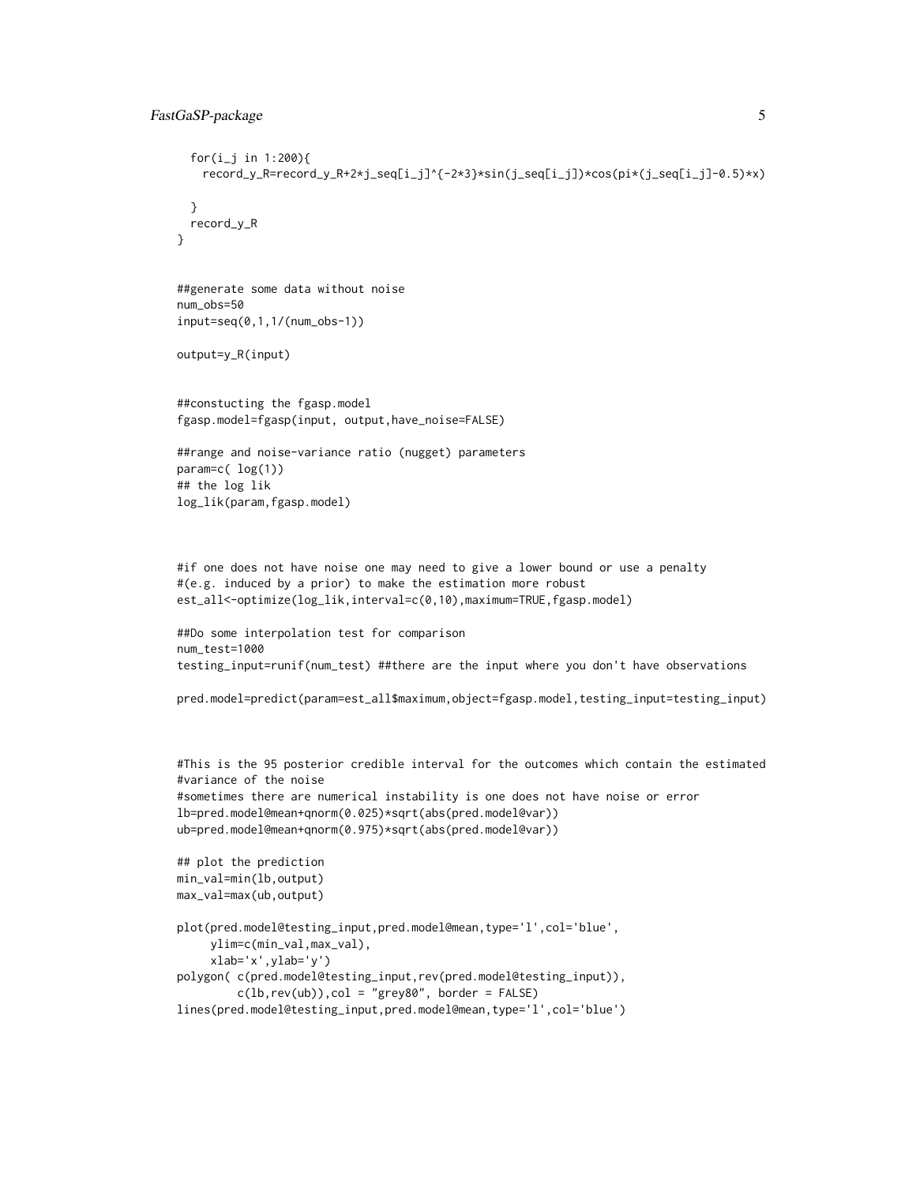```
  for(i_j in 1:200){
    record_y_R=record_y_R+2*j_seq[i_j]^{-2*3}*sin(j_seq[i_j])*cos(pi*(j_seq[i_j]-0.5)*x)

  }
  record_y_R
}


##generate some data without noise
num_obs=50
input=seq(0,1,1/(num_obs-1))

output=y_R(input)


##constucting the fgasp.model
fgasp.model=fgasp(input, output,have_noise=FALSE)

##range and noise-variance ratio (nugget) parameters
param=c( log(1))
## the log lik
log_lik(param,fgasp.model)



#if one does not have noise one may need to give a lower bound or use a penalty
#(e.g. induced by a prior) to make the estimation more robust
est_all<-optimize(log_lik,interval=c(0,10),maximum=TRUE,fgasp.model)

##Do some interpolation test for comparison
num_test=1000
testing_input=runif(num_test) ##there are the input where you don't have observations

pred.model=predict(param=est_all$maximum,object=fgasp.model,testing_input=testing_input)



#This is the 95 posterior credible interval for the outcomes which contain the estimated
#variance of the noise
#sometimes there are numerical instability is one does not have noise or error
lb=pred.model@mean+qnorm(0.025)*sqrt(abs(pred.model@var))
ub=pred.model@mean+qnorm(0.975)*sqrt(abs(pred.model@var))

## plot the prediction
min_val=min(lb,output)
max_val=max(ub,output)

plot(pred.model@testing_input,pred.model@mean,type='l',col='blue',
     ylim=c(min_val,max_val),
     xlab='x',ylab='y')
polygon( c(pred.model@testing_input,rev(pred.model@testing_input)),
         c(lb,rev(ub)),col = "grey80", border = FALSE)
lines(pred.model@testing_input,pred.model@mean,type='l',col='blue')
```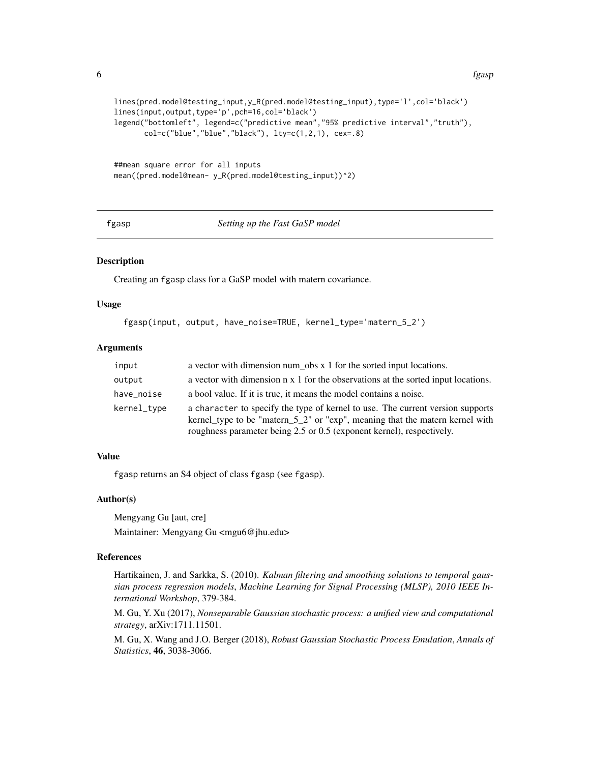```
lines(pred.model@testing_input,y_R(pred.model@testing_input),type='l',col='black')
lines(input,output,type='p',pch=16,col='black')
legend("bottomleft", legend=c("predictive mean","95% predictive interval","truth"),
       col=c("blue","blue","black"), lty=c(1,2,1), cex=.8)


##mean square error for all inputs
mean((pred.model@mean- y_R(pred.model@testing_input))^2)
```

## fgasp — *Setting up the Fast GaSP model*

### Description

Creating an fgasp class for a GaSP model with matern covariance.

### Usage

```
fgasp(input, output, have_noise=TRUE, kernel_type='matern_5_2')
```

### Arguments

| | |
|---|---|
| input | a vector with dimension num_obs x 1 for the sorted input locations. |
| output | a vector with dimension n x 1 for the observations at the sorted input locations. |
| have_noise | a bool value. If it is true, it means the model contains a noise. |
| kernel_type | a character to specify the type of kernel to use. The current version supports kernel_type to be "matern_5_2" or "exp", meaning that the matern kernel with roughness parameter being 2.5 or 0.5 (exponent kernel), respectively. |

### Value

fgasp returns an S4 object of class fgasp (see fgasp).

### Author(s)

Mengyang Gu [aut, cre]

Maintainer: Mengyang Gu <mgu6@jhu.edu>

### References

Hartikainen, J. and Sarkka, S. (2010). *Kalman filtering and smoothing solutions to temporal gaussian process regression models*, *Machine Learning for Signal Processing (MLSP), 2010 IEEE International Workshop*, 379-384.

M. Gu, Y. Xu (2017), *Nonseparable Gaussian stochastic process: a unified view and computational strategy*, arXiv:1711.11501.

M. Gu, X. Wang and J.O. Berger (2018), *Robust Gaussian Stochastic Process Emulation*, *Annals of Statistics*, **46**, 3038-3066.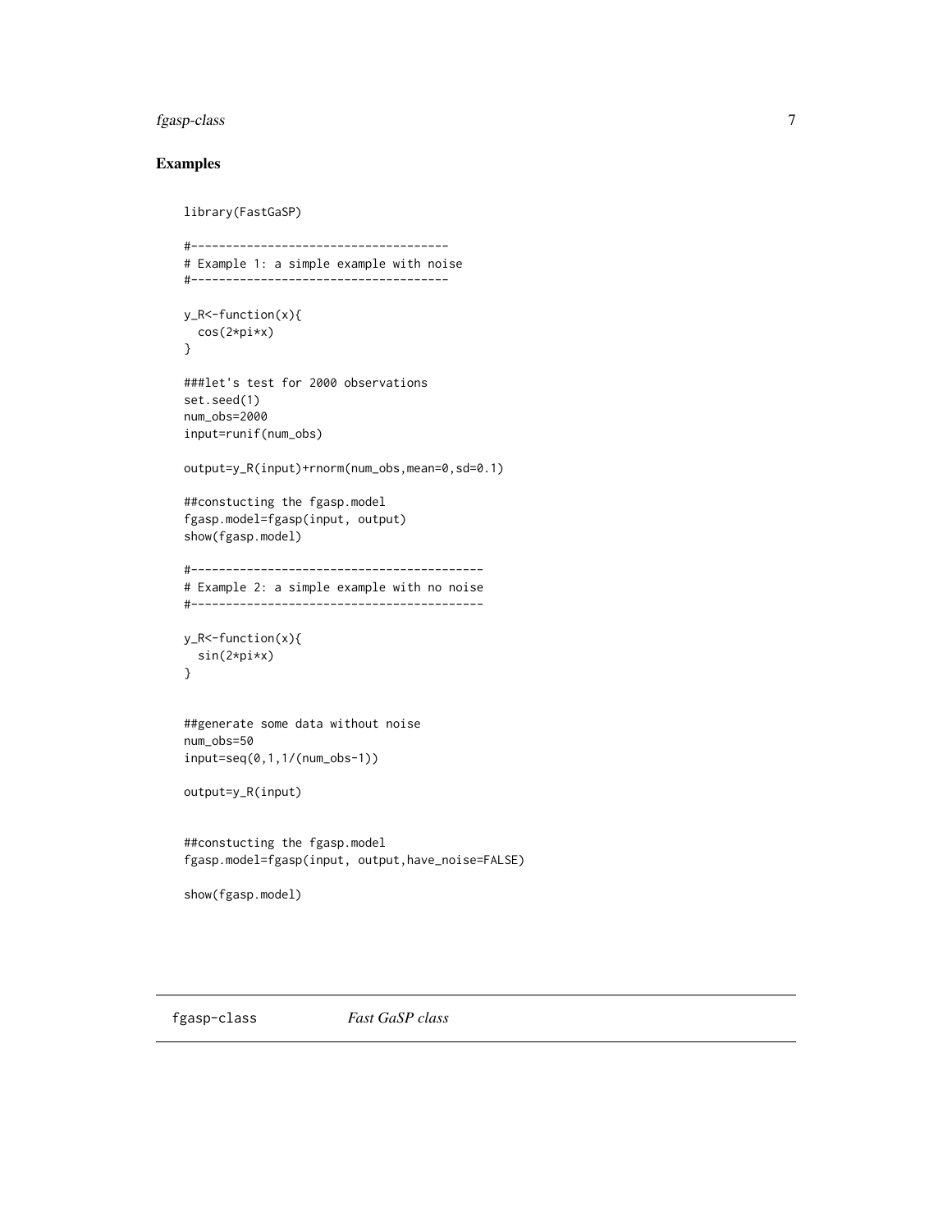## Examples

```
library(FastGaSP)

#-------------------------------------
# Example 1: a simple example with noise
#-------------------------------------

y_R<-function(x){
  cos(2*pi*x)
}

###let's test for 2000 observations
set.seed(1)
num_obs=2000
input=runif(num_obs)

output=y_R(input)+rnorm(num_obs,mean=0,sd=0.1)

##constucting the fgasp.model
fgasp.model=fgasp(input, output)
show(fgasp.model)

#------------------------------------------
# Example 2: a simple example with no noise
#------------------------------------------

y_R<-function(x){
  sin(2*pi*x)
}


##generate some data without noise
num_obs=50
input=seq(0,1,1/(num_obs-1))

output=y_R(input)


##constucting the fgasp.model
fgasp.model=fgasp(input, output,have_noise=FALSE)

show(fgasp.model)
```

---

fgasp-class *Fast GaSP class*

---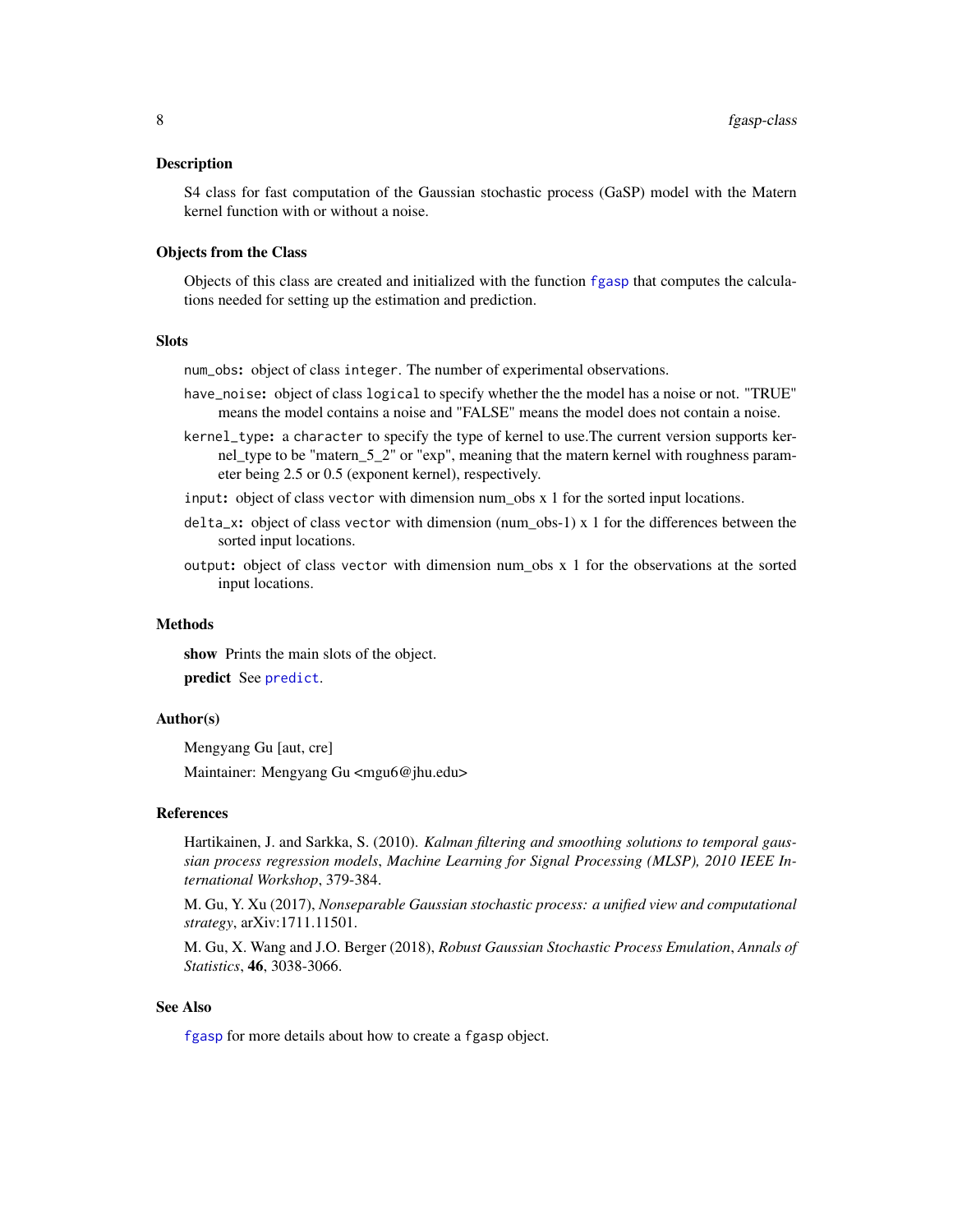### Description

S4 class for fast computation of the Gaussian stochastic process (GaSP) model with the Matern kernel function with or without a noise.

### Objects from the Class

Objects of this class are created and initialized with the function `fgasp` that computes the calculations needed for setting up the estimation and prediction.

### Slots

- `num_obs`: object of class `integer`. The number of experimental observations.
- `have_noise`: object of class `logical` to specify whether the the model has a noise or not. "TRUE" means the model contains a noise and "FALSE" means the model does not contain a noise.
- `kernel_type`: a `character` to specify the type of kernel to use.The current version supports kernel_type to be "matern_5_2" or "exp", meaning that the matern kernel with roughness parameter being 2.5 or 0.5 (exponent kernel), respectively.
- `input`: object of class `vector` with dimension num_obs x 1 for the sorted input locations.
- `delta_x`: object of class `vector` with dimension (num_obs-1) x 1 for the differences between the sorted input locations.
- `output`: object of class `vector` with dimension num_obs x 1 for the observations at the sorted input locations.

### Methods

**show** Prints the main slots of the object.

**predict** See `predict`.

### Author(s)

Mengyang Gu [aut, cre]

Maintainer: Mengyang Gu <mgu6@jhu.edu>

### References

Hartikainen, J. and Sarkka, S. (2010). *Kalman filtering and smoothing solutions to temporal gaussian process regression models*, *Machine Learning for Signal Processing (MLSP), 2010 IEEE International Workshop*, 379-384.

M. Gu, Y. Xu (2017), *Nonseparable Gaussian stochastic process: a unified view and computational strategy*, arXiv:1711.11501.

M. Gu, X. Wang and J.O. Berger (2018), *Robust Gaussian Stochastic Process Emulation*, *Annals of Statistics*, **46**, 3038-3066.

### See Also

`fgasp` for more details about how to create a `fgasp` object.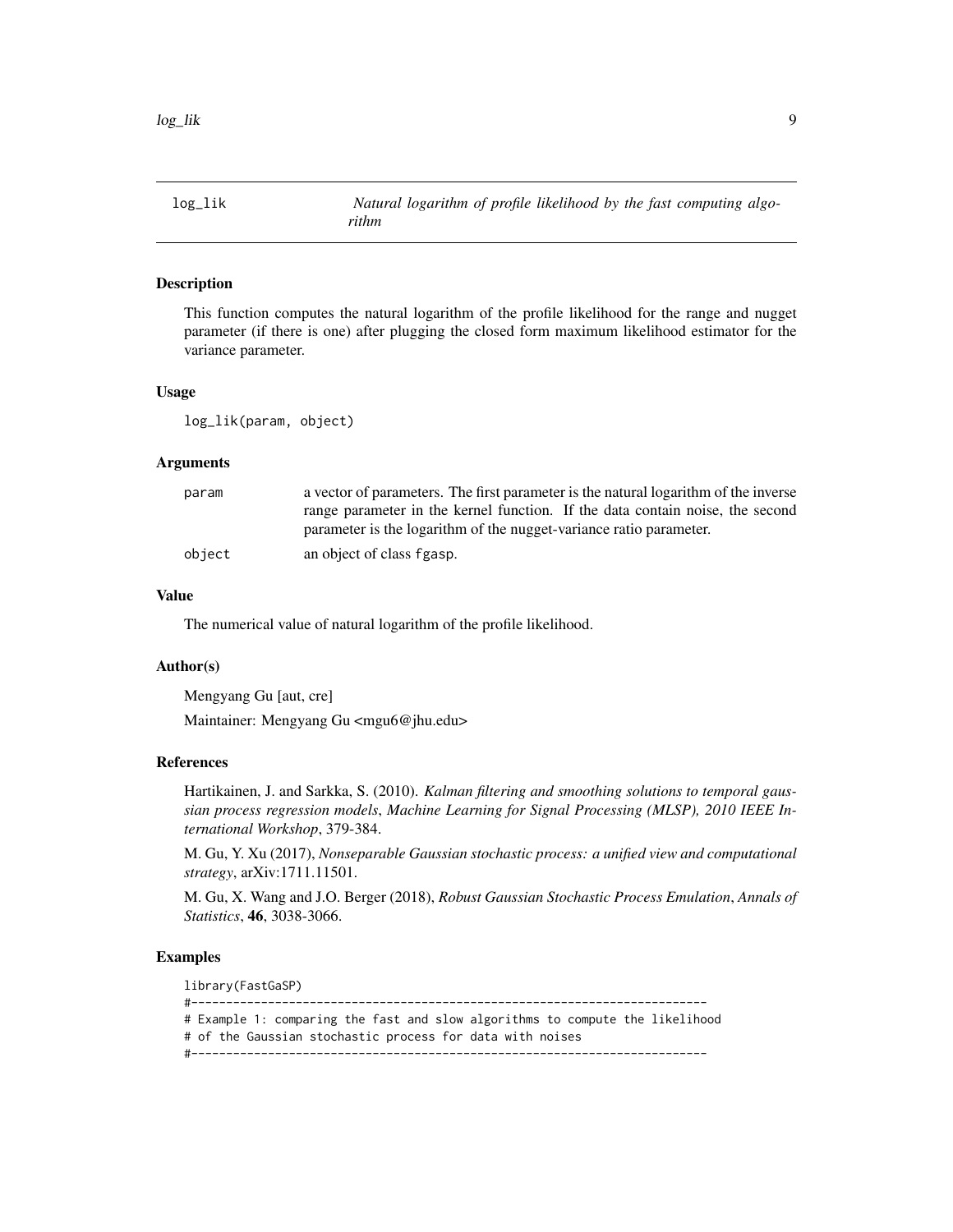## log_lik — *Natural logarithm of profile likelihood by the fast computing algorithm*

### Description

This function computes the natural logarithm of the profile likelihood for the range and nugget parameter (if there is one) after plugging the closed form maximum likelihood estimator for the variance parameter.

### Usage

```
log_lik(param, object)
```

### Arguments

| | |
|---|---|
| param | a vector of parameters. The first parameter is the natural logarithm of the inverse range parameter in the kernel function. If the data contain noise, the second parameter is the logarithm of the nugget-variance ratio parameter. |
| object | an object of class fgasp. |

### Value

The numerical value of natural logarithm of the profile likelihood.

### Author(s)

Mengyang Gu [aut, cre]

Maintainer: Mengyang Gu <mgu6@jhu.edu>

### References

Hartikainen, J. and Sarkka, S. (2010). *Kalman filtering and smoothing solutions to temporal gaussian process regression models*, *Machine Learning for Signal Processing (MLSP), 2010 IEEE International Workshop*, 379-384.

M. Gu, Y. Xu (2017), *Nonseparable Gaussian stochastic process: a unified view and computational strategy*, arXiv:1711.11501.

M. Gu, X. Wang and J.O. Berger (2018), *Robust Gaussian Stochastic Process Emulation*, *Annals of Statistics*, **46**, 3038-3066.

### Examples

```
library(FastGaSP)
#-------------------------------------------------------------------------
# Example 1: comparing the fast and slow algorithms to compute the likelihood
# of the Gaussian stochastic process for data with noises
#-------------------------------------------------------------------------
```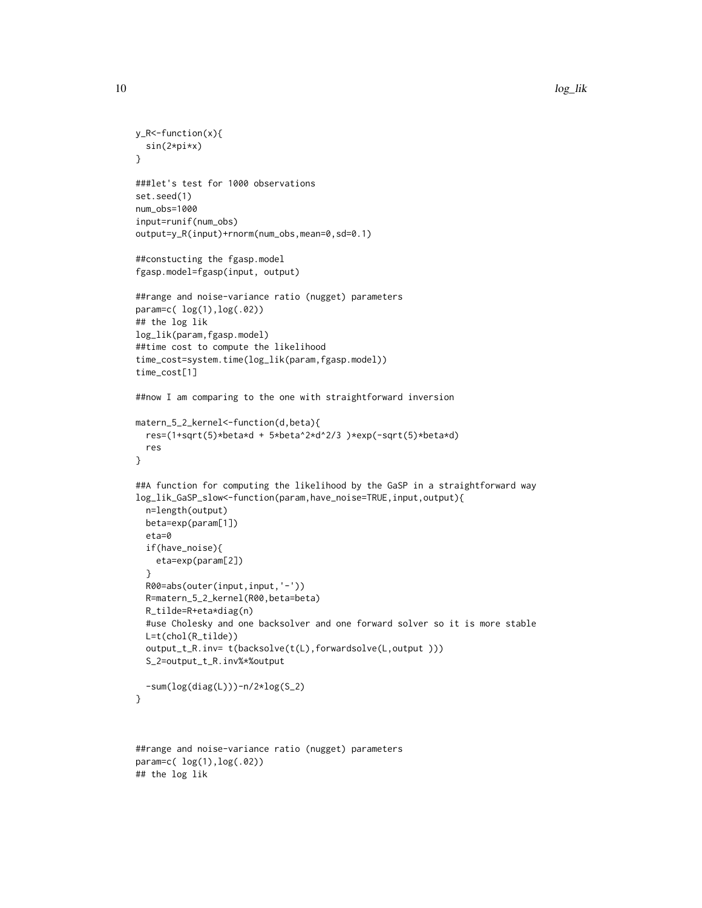```
y_R<-function(x){
  sin(2*pi*x)
}

###let's test for 1000 observations
set.seed(1)
num_obs=1000
input=runif(num_obs)
output=y_R(input)+rnorm(num_obs,mean=0,sd=0.1)

##constucting the fgasp.model
fgasp.model=fgasp(input, output)

##range and noise-variance ratio (nugget) parameters
param=c( log(1),log(.02))
## the log lik
log_lik(param,fgasp.model)
##time cost to compute the likelihood
time_cost=system.time(log_lik(param,fgasp.model))
time_cost[1]

##now I am comparing to the one with straightforward inversion

matern_5_2_kernel<-function(d,beta){
  res=(1+sqrt(5)*beta*d + 5*beta^2*d^2/3 )*exp(-sqrt(5)*beta*d)
  res
}

##A function for computing the likelihood by the GaSP in a straightforward way
log_lik_GaSP_slow<-function(param,have_noise=TRUE,input,output){
  n=length(output)
  beta=exp(param[1])
  eta=0
  if(have_noise){
    eta=exp(param[2])
  }
  R00=abs(outer(input,input,'-'))
  R=matern_5_2_kernel(R00,beta=beta)
  R_tilde=R+eta*diag(n)
  #use Cholesky and one backsolver and one forward solver so it is more stable
  L=t(chol(R_tilde))
  output_t_R.inv= t(backsolve(t(L),forwardsolve(L,output )))
  S_2=output_t_R.inv%*%output

  -sum(log(diag(L)))-n/2*log(S_2)
}


##range and noise-variance ratio (nugget) parameters
param=c( log(1),log(.02))
## the log lik
```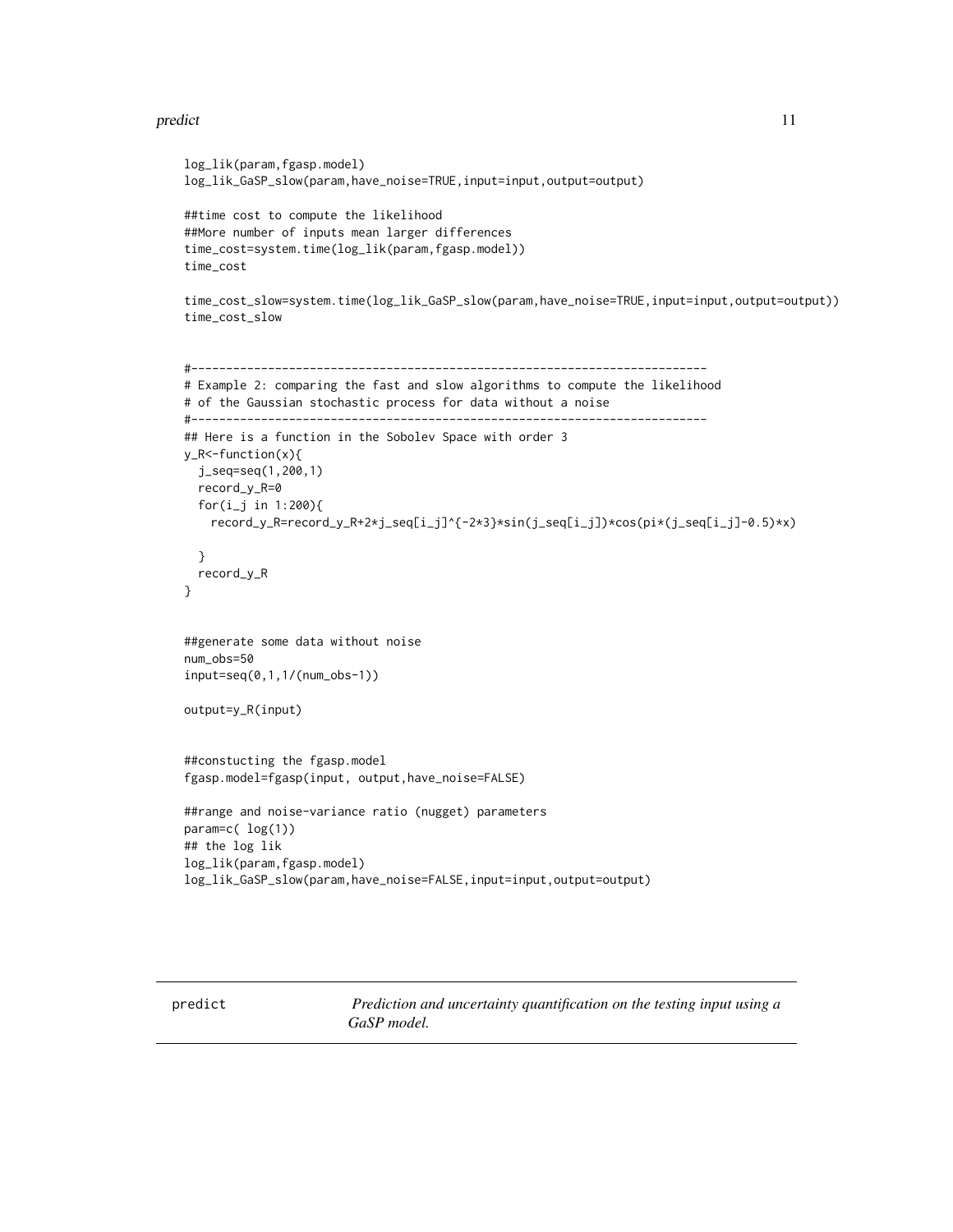```
log_lik(param,fgasp.model)
log_lik_GaSP_slow(param,have_noise=TRUE,input=input,output=output)

##time cost to compute the likelihood
##More number of inputs mean larger differences
time_cost=system.time(log_lik(param,fgasp.model))
time_cost

time_cost_slow=system.time(log_lik_GaSP_slow(param,have_noise=TRUE,input=input,output=output))
time_cost_slow


#--------------------------------------------------------------------------
# Example 2: comparing the fast and slow algorithms to compute the likelihood
# of the Gaussian stochastic process for data without a noise
#--------------------------------------------------------------------------
## Here is a function in the Sobolev Space with order 3
y_R<-function(x){
  j_seq=seq(1,200,1)
  record_y_R=0
  for(i_j in 1:200){
    record_y_R=record_y_R+2*j_seq[i_j]^{-2*3}*sin(j_seq[i_j])*cos(pi*(j_seq[i_j]-0.5)*x)

  }
  record_y_R
}


##generate some data without noise
num_obs=50
input=seq(0,1,1/(num_obs-1))

output=y_R(input)


##constucting the fgasp.model
fgasp.model=fgasp(input, output,have_noise=FALSE)

##range and noise-variance ratio (nugget) parameters
param=c( log(1))
## the log lik
log_lik(param,fgasp.model)
log_lik_GaSP_slow(param,have_noise=FALSE,input=input,output=output)
```

---

predict *Prediction and uncertainty quantification on the testing input using a GaSP model.*

---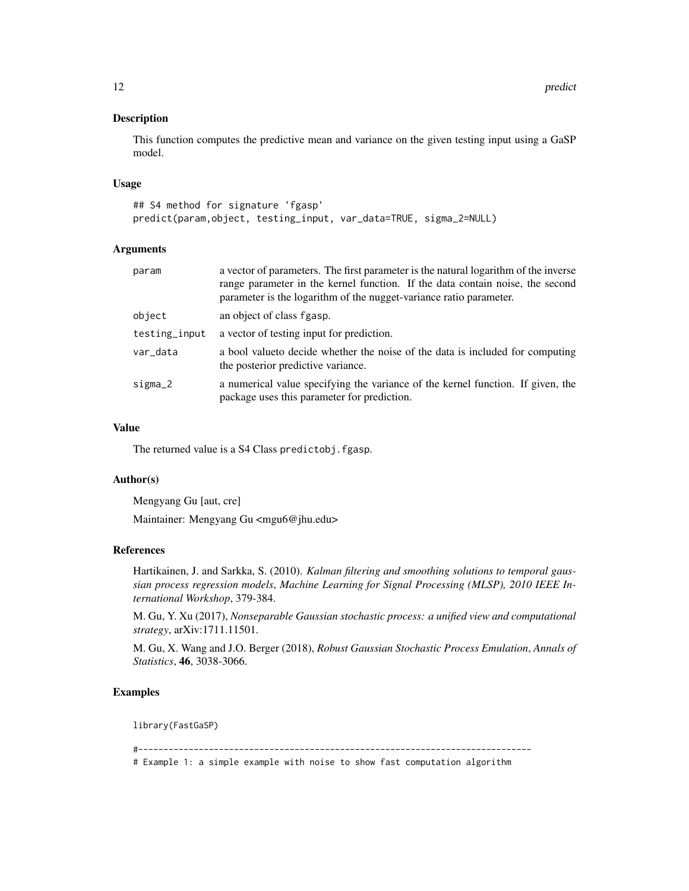## Description

This function computes the predictive mean and variance on the given testing input using a GaSP model.

## Usage

```
## S4 method for signature 'fgasp'
predict(param,object, testing_input, var_data=TRUE, sigma_2=NULL)
```

## Arguments

| | |
|---|---|
| param | a vector of parameters. The first parameter is the natural logarithm of the inverse range parameter in the kernel function. If the data contain noise, the second parameter is the logarithm of the nugget-variance ratio parameter. |
| object | an object of class fgasp. |
| testing_input | a vector of testing input for prediction. |
| var_data | a bool valueto decide whether the noise of the data is included for computing the posterior predictive variance. |
| sigma_2 | a numerical value specifying the variance of the kernel function. If given, the package uses this parameter for prediction. |

## Value

The returned value is a S4 Class predictobj.fgasp.

## Author(s)

Mengyang Gu [aut, cre]

Maintainer: Mengyang Gu <mgu6@jhu.edu>

## References

Hartikainen, J. and Sarkka, S. (2010). *Kalman filtering and smoothing solutions to temporal gaussian process regression models*, *Machine Learning for Signal Processing (MLSP), 2010 IEEE International Workshop*, 379-384.

M. Gu, Y. Xu (2017), *Nonseparable Gaussian stochastic process: a unified view and computational strategy*, arXiv:1711.11501.

M. Gu, X. Wang and J.O. Berger (2018), *Robust Gaussian Stochastic Process Emulation*, *Annals of Statistics*, **46**, 3038-3066.

## Examples

```
library(FastGaSP)

#------------------------------------------------------------------------------
# Example 1: a simple example with noise to show fast computation algorithm
```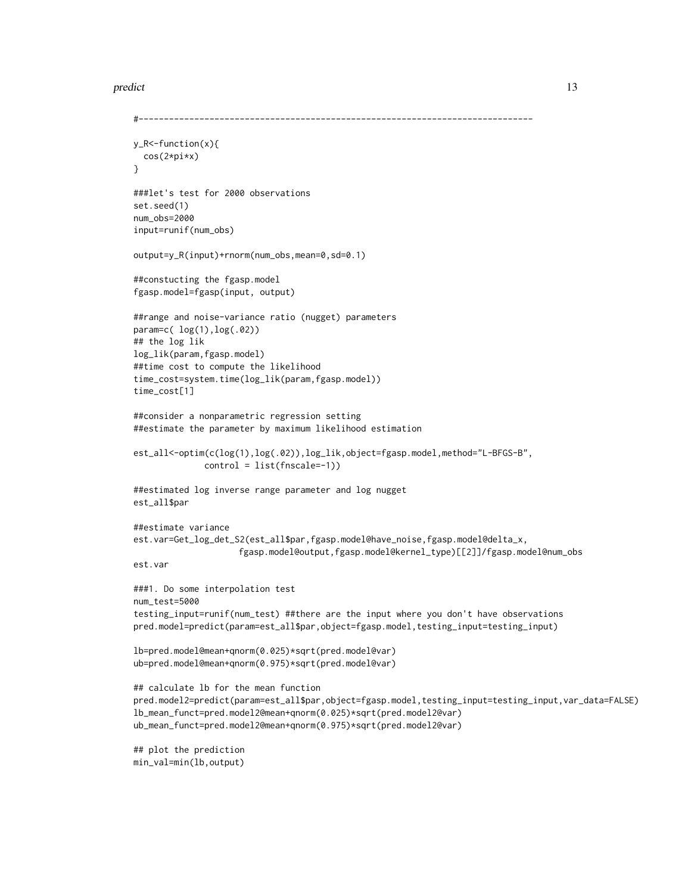```
#--------------------------------------------------------------------------

y_R<-function(x){
  cos(2*pi*x)
}

###let's test for 2000 observations
set.seed(1)
num_obs=2000
input=runif(num_obs)

output=y_R(input)+rnorm(num_obs,mean=0,sd=0.1)

##constucting the fgasp.model
fgasp.model=fgasp(input, output)

##range and noise-variance ratio (nugget) parameters
param=c( log(1),log(.02))
## the log lik
log_lik(param,fgasp.model)
##time cost to compute the likelihood
time_cost=system.time(log_lik(param,fgasp.model))
time_cost[1]

##consider a nonparametric regression setting
##estimate the parameter by maximum likelihood estimation

est_all<-optim(c(log(1),log(.02)),log_lik,object=fgasp.model,method="L-BFGS-B",
              control = list(fnscale=-1))

##estimated log inverse range parameter and log nugget
est_all$par

##estimate variance
est.var=Get_log_det_S2(est_all$par,fgasp.model@have_noise,fgasp.model@delta_x,
                    fgasp.model@output,fgasp.model@kernel_type)[[2]]/fgasp.model@num_obs
est.var

###1. Do some interpolation test
num_test=5000
testing_input=runif(num_test) ##there are the input where you don't have observations
pred.model=predict(param=est_all$par,object=fgasp.model,testing_input=testing_input)

lb=pred.model@mean+qnorm(0.025)*sqrt(pred.model@var)
ub=pred.model@mean+qnorm(0.975)*sqrt(pred.model@var)

## calculate lb for the mean function
pred.model2=predict(param=est_all$par,object=fgasp.model,testing_input=testing_input,var_data=FALSE)
lb_mean_funct=pred.model2@mean+qnorm(0.025)*sqrt(pred.model2@var)
ub_mean_funct=pred.model2@mean+qnorm(0.975)*sqrt(pred.model2@var)

## plot the prediction
min_val=min(lb,output)
```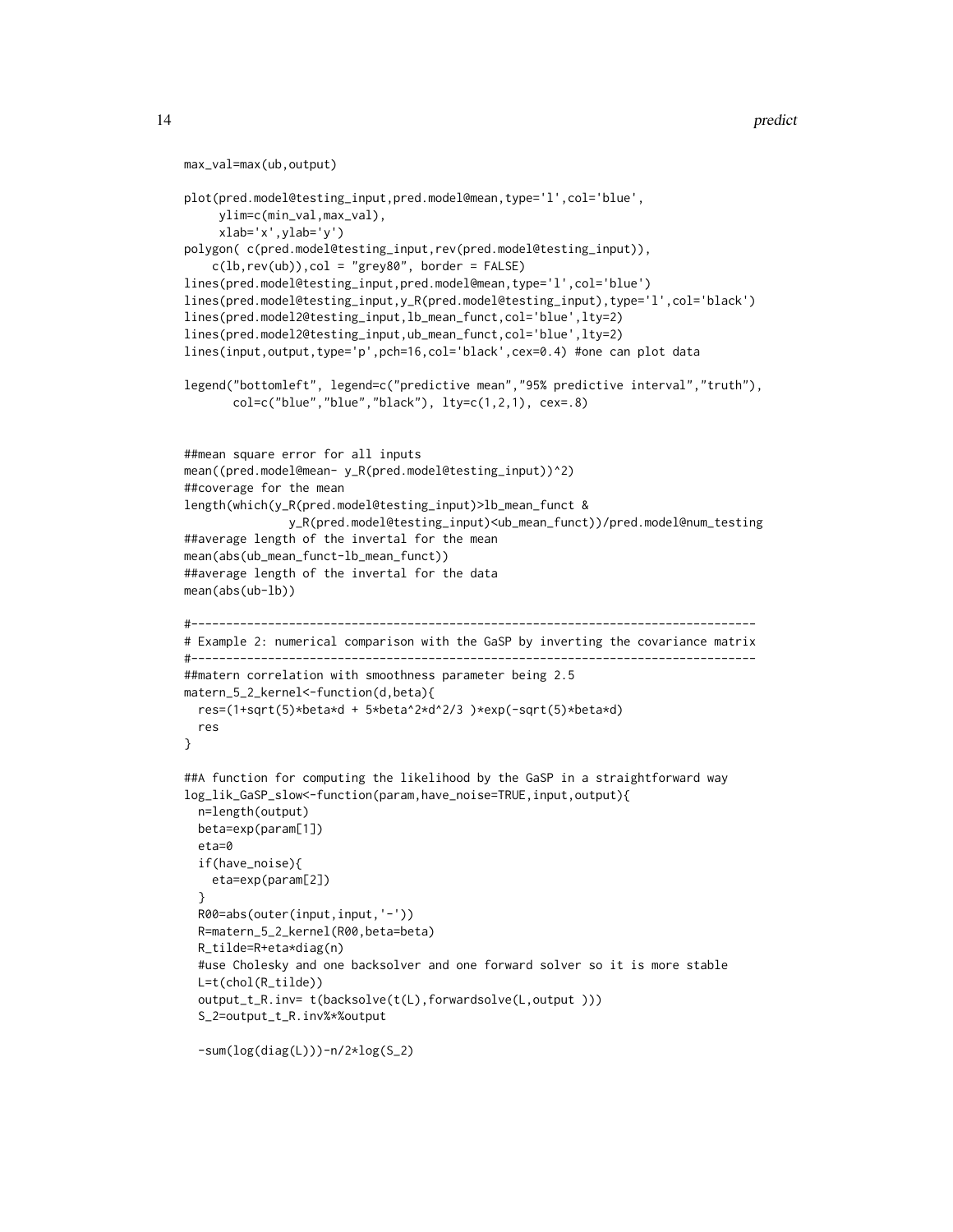```
max_val=max(ub,output)

plot(pred.model@testing_input,pred.model@mean,type='l',col='blue',
     ylim=c(min_val,max_val),
     xlab='x',ylab='y')
polygon( c(pred.model@testing_input,rev(pred.model@testing_input)),
    c(lb,rev(ub)),col = "grey80", border = FALSE)
lines(pred.model@testing_input,pred.model@mean,type='l',col='blue')
lines(pred.model@testing_input,y_R(pred.model@testing_input),type='l',col='black')
lines(pred.model2@testing_input,lb_mean_funct,col='blue',lty=2)
lines(pred.model2@testing_input,ub_mean_funct,col='blue',lty=2)
lines(input,output,type='p',pch=16,col='black',cex=0.4) #one can plot data

legend("bottomleft", legend=c("predictive mean","95% predictive interval","truth"),
       col=c("blue","blue","black"), lty=c(1,2,1), cex=.8)


##mean square error for all inputs
mean((pred.model@mean- y_R(pred.model@testing_input))^2)
##coverage for the mean
length(which(y_R(pred.model@testing_input)>lb_mean_funct &
              y_R(pred.model@testing_input)<ub_mean_funct))/pred.model@num_testing
##average length of the invertal for the mean
mean(abs(ub_mean_funct-lb_mean_funct))
##average length of the invertal for the data
mean(abs(ub-lb))

#--------------------------------------------------------------------------------
# Example 2: numerical comparison with the GaSP by inverting the covariance matrix
#--------------------------------------------------------------------------------
##matern correlation with smoothness parameter being 2.5
matern_5_2_kernel<-function(d,beta){
  res=(1+sqrt(5)*beta*d + 5*beta^2*d^2/3 )*exp(-sqrt(5)*beta*d)
  res
}

##A function for computing the likelihood by the GaSP in a straightforward way
log_lik_GaSP_slow<-function(param,have_noise=TRUE,input,output){
  n=length(output)
  beta=exp(param[1])
  eta=0
  if(have_noise){
    eta=exp(param[2])
  }
  R00=abs(outer(input,input,'-'))
  R=matern_5_2_kernel(R00,beta=beta)
  R_tilde=R+eta*diag(n)
  #use Cholesky and one backsolver and one forward solver so it is more stable
  L=t(chol(R_tilde))
  output_t_R.inv= t(backsolve(t(L),forwardsolve(L,output )))
  S_2=output_t_R.inv%*%output

  -sum(log(diag(L)))-n/2*log(S_2)
```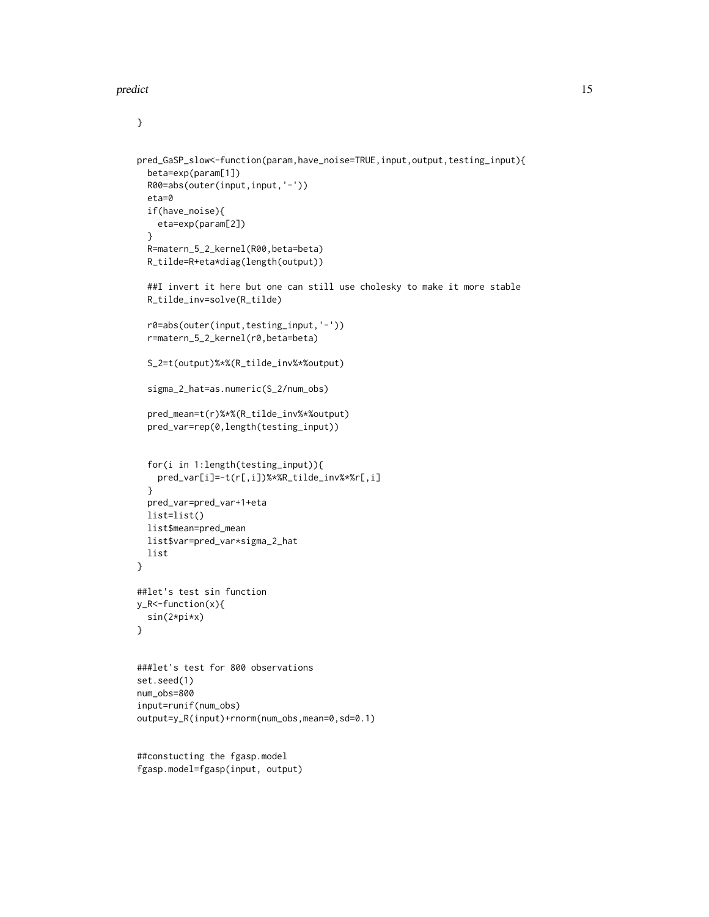```
}


pred_GaSP_slow<-function(param,have_noise=TRUE,input,output,testing_input){
  beta=exp(param[1])
  R00=abs(outer(input,input,'-'))
  eta=0
  if(have_noise){
    eta=exp(param[2])
  }
  R=matern_5_2_kernel(R00,beta=beta)
  R_tilde=R+eta*diag(length(output))

  ##I invert it here but one can still use cholesky to make it more stable
  R_tilde_inv=solve(R_tilde)

  r0=abs(outer(input,testing_input,'-'))
  r=matern_5_2_kernel(r0,beta=beta)

  S_2=t(output)%*%(R_tilde_inv%*%output)

  sigma_2_hat=as.numeric(S_2/num_obs)

  pred_mean=t(r)%*%(R_tilde_inv%*%output)
  pred_var=rep(0,length(testing_input))


  for(i in 1:length(testing_input)){
    pred_var[i]=-t(r[,i])%*%R_tilde_inv%*%r[,i]
  }
  pred_var=pred_var+1+eta
  list=list()
  list$mean=pred_mean
  list$var=pred_var*sigma_2_hat
  list
}

##let's test sin function
y_R<-function(x){
  sin(2*pi*x)
}


###let's test for 800 observations
set.seed(1)
num_obs=800
input=runif(num_obs)
output=y_R(input)+rnorm(num_obs,mean=0,sd=0.1)


##constucting the fgasp.model
fgasp.model=fgasp(input, output)
```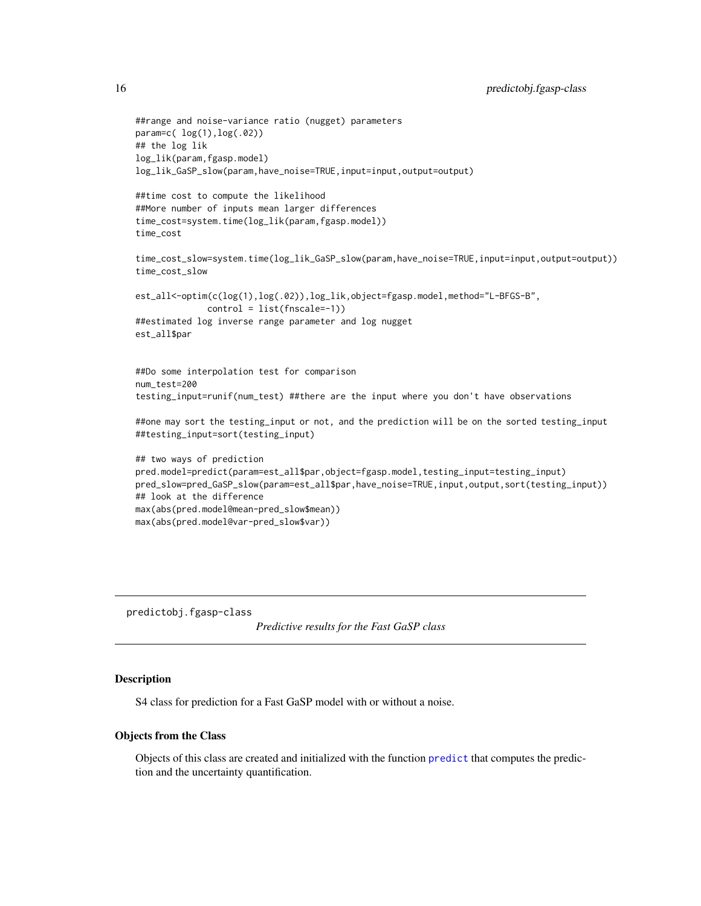```
##range and noise-variance ratio (nugget) parameters
param=c( log(1),log(.02))
## the log lik
log_lik(param,fgasp.model)
log_lik_GaSP_slow(param,have_noise=TRUE,input=input,output=output)

##time cost to compute the likelihood
##More number of inputs mean larger differences
time_cost=system.time(log_lik(param,fgasp.model))
time_cost

time_cost_slow=system.time(log_lik_GaSP_slow(param,have_noise=TRUE,input=input,output=output))
time_cost_slow

est_all<-optim(c(log(1),log(.02)),log_lik,object=fgasp.model,method="L-BFGS-B",
              control = list(fnscale=-1))
##estimated log inverse range parameter and log nugget
est_all$par


##Do some interpolation test for comparison
num_test=200
testing_input=runif(num_test) ##there are the input where you don't have observations

##one may sort the testing_input or not, and the prediction will be on the sorted testing_input
##testing_input=sort(testing_input)

## two ways of prediction
pred.model=predict(param=est_all$par,object=fgasp.model,testing_input=testing_input)
pred_slow=pred_GaSP_slow(param=est_all$par,have_noise=TRUE,input,output,sort(testing_input))
## look at the difference
max(abs(pred.model@mean-pred_slow$mean))
max(abs(pred.model@var-pred_slow$var))
```

---

## predictobj.fgasp-class

*Predictive results for the Fast GaSP class*

### Description

S4 class for prediction for a Fast GaSP model with or without a noise.

### Objects from the Class

Objects of this class are created and initialized with the function `predict` that computes the prediction and the uncertainty quantification.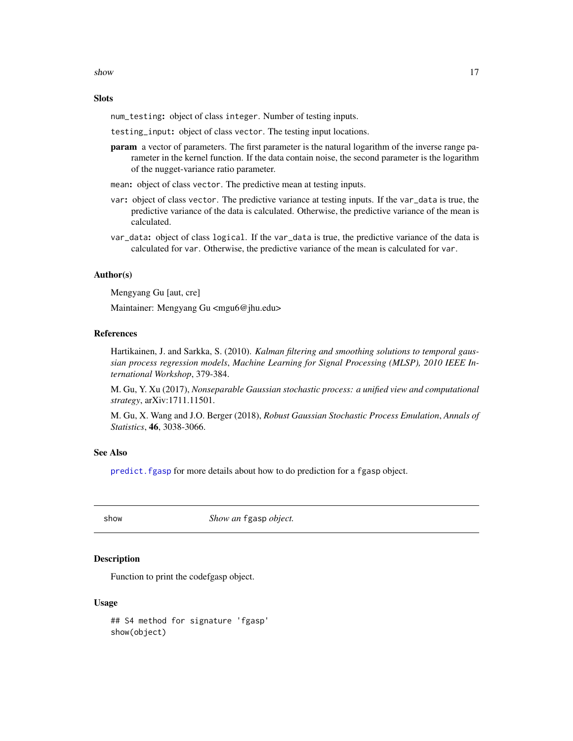### Slots

`num_testing`**:** object of class `integer`. Number of testing inputs.

`testing_input`**:** object of class `vector`. The testing input locations.

**param** a vector of parameters. The first parameter is the natural logarithm of the inverse range parameter in the kernel function. If the data contain noise, the second parameter is the logarithm of the nugget-variance ratio parameter.

`mean`**:** object of class `vector`. The predictive mean at testing inputs.

`var`**:** object of class `vector`. The predictive variance at testing inputs. If the `var_data` is true, the predictive variance of the data is calculated. Otherwise, the predictive variance of the mean is calculated.

`var_data`**:** object of class `logical`. If the `var_data` is true, the predictive variance of the data is calculated for `var`. Otherwise, the predictive variance of the mean is calculated for `var`.

### Author(s)

Mengyang Gu [aut, cre]

Maintainer: Mengyang Gu <mgu6@jhu.edu>

### References

Hartikainen, J. and Sarkka, S. (2010). *Kalman filtering and smoothing solutions to temporal gaussian process regression models*, *Machine Learning for Signal Processing (MLSP), 2010 IEEE International Workshop*, 379-384.

M. Gu, Y. Xu (2017), *Nonseparable Gaussian stochastic process: a unified view and computational strategy*, arXiv:1711.11501.

M. Gu, X. Wang and J.O. Berger (2018), *Robust Gaussian Stochastic Process Emulation*, *Annals of Statistics*, **46**, 3038-3066.

### See Also

`predict.fgasp` for more details about how to do prediction for a `fgasp` object.

---

## show — *Show an* `fgasp` *object.*

### Description

Function to print the codefgasp object.

### Usage

```
## S4 method for signature 'fgasp'
show(object)
```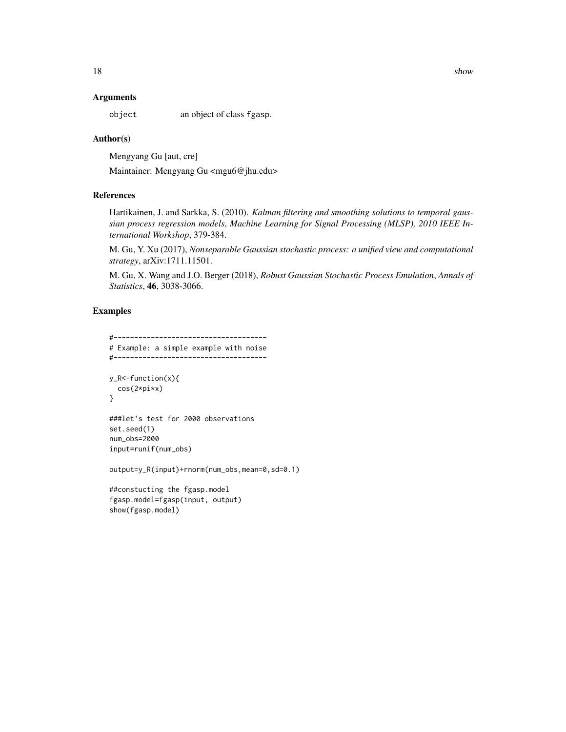### Arguments

`object` an object of class fgasp.

### Author(s)

Mengyang Gu [aut, cre]

Maintainer: Mengyang Gu <mgu6@jhu.edu>

### References

Hartikainen, J. and Sarkka, S. (2010). *Kalman filtering and smoothing solutions to temporal gaussian process regression models*, *Machine Learning for Signal Processing (MLSP), 2010 IEEE International Workshop*, 379-384.

M. Gu, Y. Xu (2017), *Nonseparable Gaussian stochastic process: a unified view and computational strategy*, arXiv:1711.11501.

M. Gu, X. Wang and J.O. Berger (2018), *Robust Gaussian Stochastic Process Emulation*, *Annals of Statistics*, **46**, 3038-3066.

### Examples

```
#------------------------------------
# Example: a simple example with noise
#------------------------------------

y_R<-function(x){
  cos(2*pi*x)
}

###let's test for 2000 observations
set.seed(1)
num_obs=2000
input=runif(num_obs)

output=y_R(input)+rnorm(num_obs,mean=0,sd=0.1)

##constucting the fgasp.model
fgasp.model=fgasp(input, output)
show(fgasp.model)
```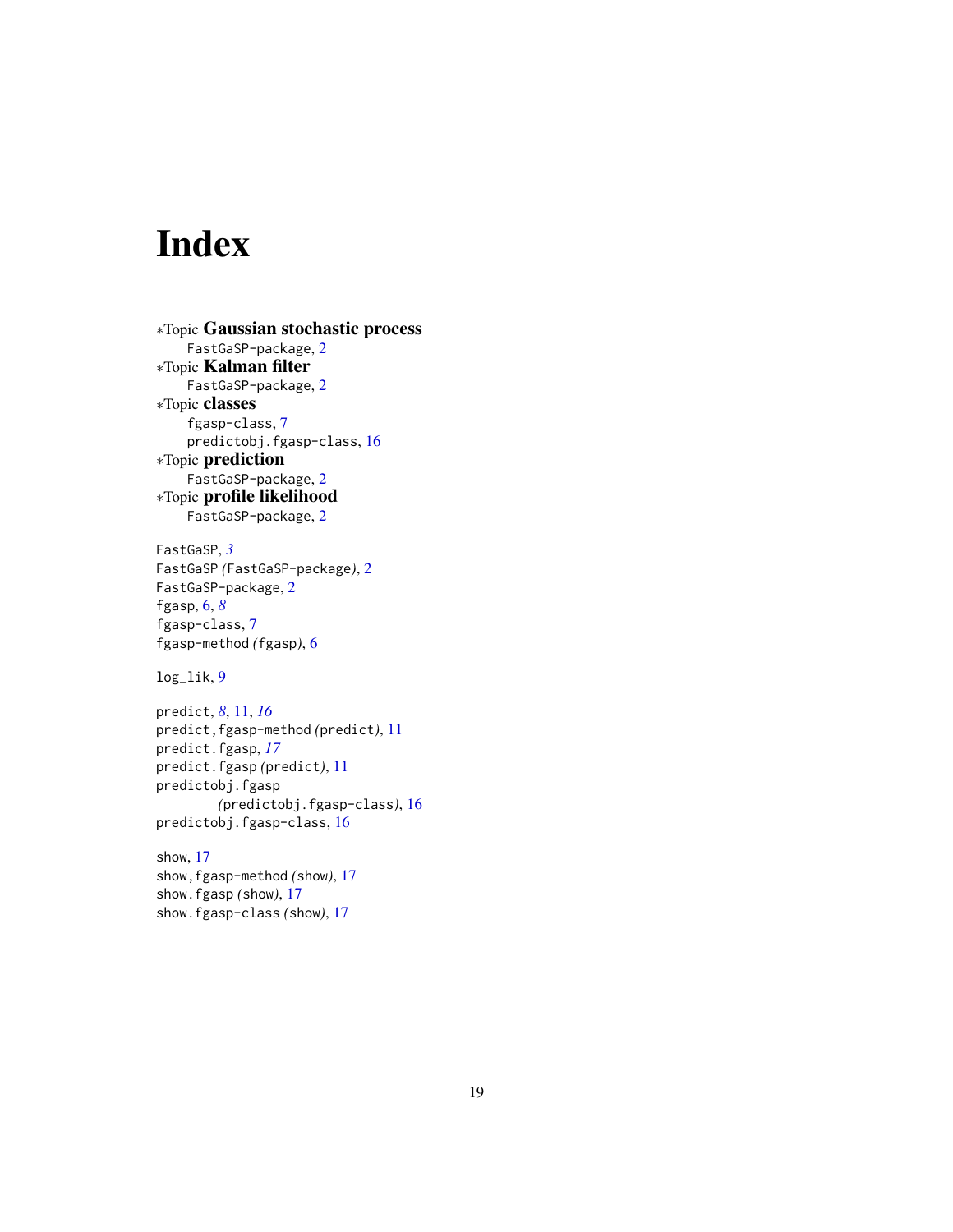# Index

∗Topic **Gaussian stochastic process**
    FastGaSP-package, 2
∗Topic **Kalman filter**
    FastGaSP-package, 2
∗Topic **classes**
    fgasp-class, 7
    predictobj.fgasp-class, 16
∗Topic **prediction**
    FastGaSP-package, 2
∗Topic **profile likelihood**
    FastGaSP-package, 2

FastGaSP, *3*
FastGaSP *(*FastGaSP-package*)*, 2
FastGaSP-package, 2
fgasp, 6, *8*
fgasp-class, 7
fgasp-method *(*fgasp*)*, 6

log_lik, 9

predict, *8*, 11, *16*
predict,fgasp-method *(*predict*)*, 11
predict.fgasp, *17*
predict.fgasp *(*predict*)*, 11
predictobj.fgasp
        *(*predictobj.fgasp-class*)*, 16
predictobj.fgasp-class, 16

show, 17
show,fgasp-method *(*show*)*, 17
show.fgasp *(*show*)*, 17
show.fgasp-class *(*show*)*, 17